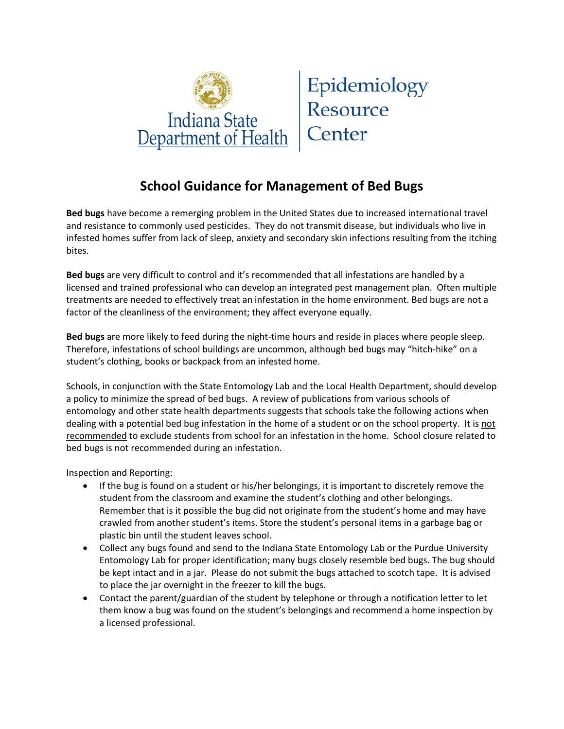Indiana State Department of Health | Epidemiology Resource Center

# School Guidance for Management of Bed Bugs

**Bed bugs** have become a remerging problem in the United States due to increased international travel and resistance to commonly used pesticides. They do not transmit disease, but individuals who live in infested homes suffer from lack of sleep, anxiety and secondary skin infections resulting from the itching bites.

**Bed bugs** are very difficult to control and it's recommended that all infestations are handled by a licensed and trained professional who can develop an integrated pest management plan. Often multiple treatments are needed to effectively treat an infestation in the home environment. Bed bugs are not a factor of the cleanliness of the environment; they affect everyone equally.

**Bed bugs** are more likely to feed during the night-time hours and reside in places where people sleep. Therefore, infestations of school buildings are uncommon, although bed bugs may "hitch-hike" on a student's clothing, books or backpack from an infested home.

Schools, in conjunction with the State Entomology Lab and the Local Health Department, should develop a policy to minimize the spread of bed bugs. A review of publications from various schools of entomology and other state health departments suggests that schools take the following actions when dealing with a potential bed bug infestation in the home of a student or on the school property. It is <u>not recommended</u> to exclude students from school for an infestation in the home. School closure related to bed bugs is not recommended during an infestation.

Inspection and Reporting:

- If the bug is found on a student or his/her belongings, it is important to discretely remove the student from the classroom and examine the student's clothing and other belongings. Remember that is it possible the bug did not originate from the student's home and may have crawled from another student's items. Store the student's personal items in a garbage bag or plastic bin until the student leaves school.
- Collect any bugs found and send to the Indiana State Entomology Lab or the Purdue University Entomology Lab for proper identification; many bugs closely resemble bed bugs. The bug should be kept intact and in a jar. Please do not submit the bugs attached to scotch tape. It is advised to place the jar overnight in the freezer to kill the bugs.
- Contact the parent/guardian of the student by telephone or through a notification letter to let them know a bug was found on the student's belongings and recommend a home inspection by a licensed professional.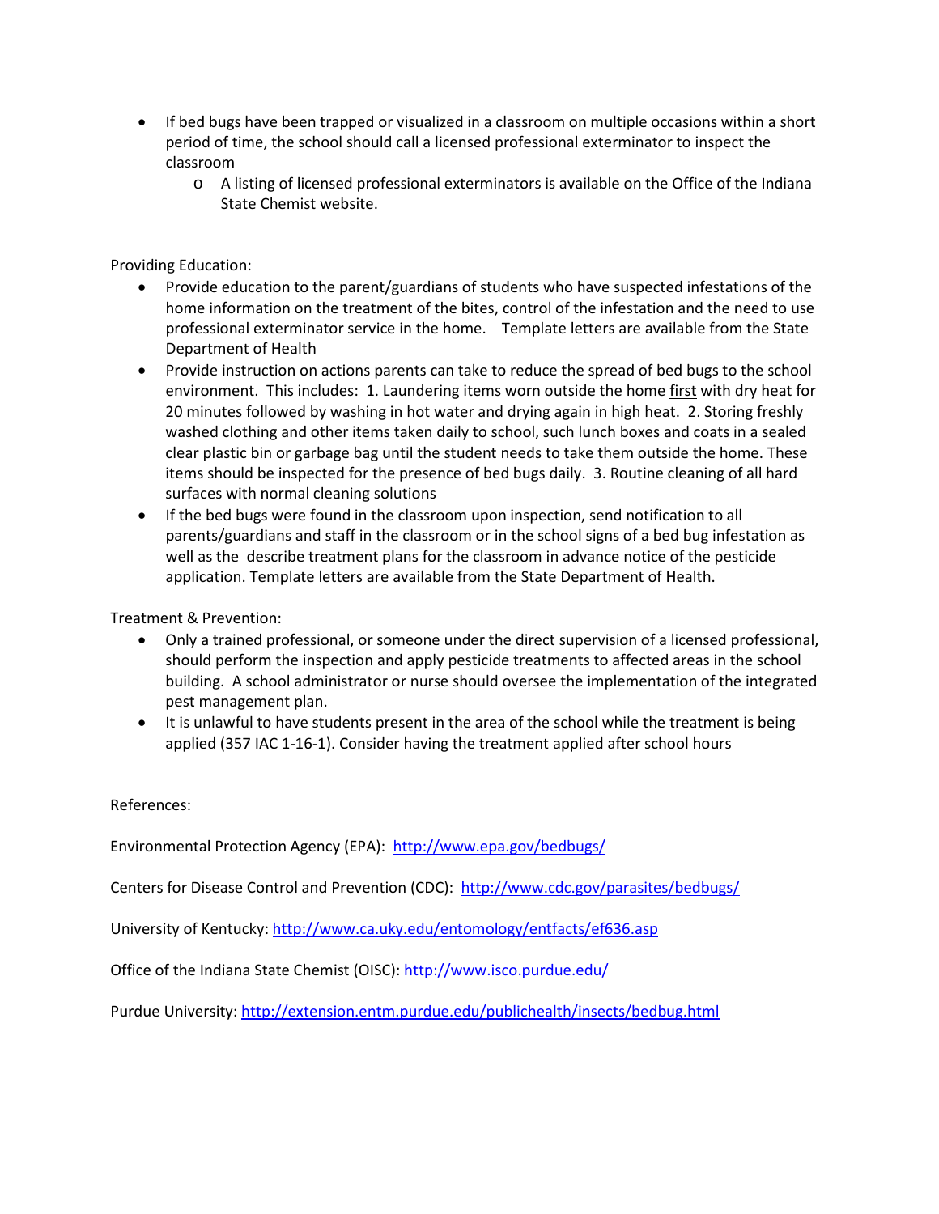- If bed bugs have been trapped or visualized in a classroom on multiple occasions within a short period of time, the school should call a licensed professional exterminator to inspect the classroom
  - A listing of licensed professional exterminators is available on the Office of the Indiana State Chemist website.

Providing Education:

- Provide education to the parent/guardians of students who have suspected infestations of the home information on the treatment of the bites, control of the infestation and the need to use professional exterminator service in the home. Template letters are available from the State Department of Health
- Provide instruction on actions parents can take to reduce the spread of bed bugs to the school environment. This includes: 1. Laundering items worn outside the home <u>first</u> with dry heat for 20 minutes followed by washing in hot water and drying again in high heat. 2. Storing freshly washed clothing and other items taken daily to school, such lunch boxes and coats in a sealed clear plastic bin or garbage bag until the student needs to take them outside the home. These items should be inspected for the presence of bed bugs daily. 3. Routine cleaning of all hard surfaces with normal cleaning solutions
- If the bed bugs were found in the classroom upon inspection, send notification to all parents/guardians and staff in the classroom or in the school signs of a bed bug infestation as well as the describe treatment plans for the classroom in advance notice of the pesticide application. Template letters are available from the State Department of Health.

Treatment & Prevention:

- Only a trained professional, or someone under the direct supervision of a licensed professional, should perform the inspection and apply pesticide treatments to affected areas in the school building. A school administrator or nurse should oversee the implementation of the integrated pest management plan.
- It is unlawful to have students present in the area of the school while the treatment is being applied (357 IAC 1-16-1). Consider having the treatment applied after school hours

References:

Environmental Protection Agency (EPA): http://www.epa.gov/bedbugs/

Centers for Disease Control and Prevention (CDC): http://www.cdc.gov/parasites/bedbugs/

University of Kentucky: http://www.ca.uky.edu/entomology/entfacts/ef636.asp

Office of the Indiana State Chemist (OISC): http://www.isco.purdue.edu/

Purdue University: http://extension.entm.purdue.edu/publichealth/insects/bedbug.html